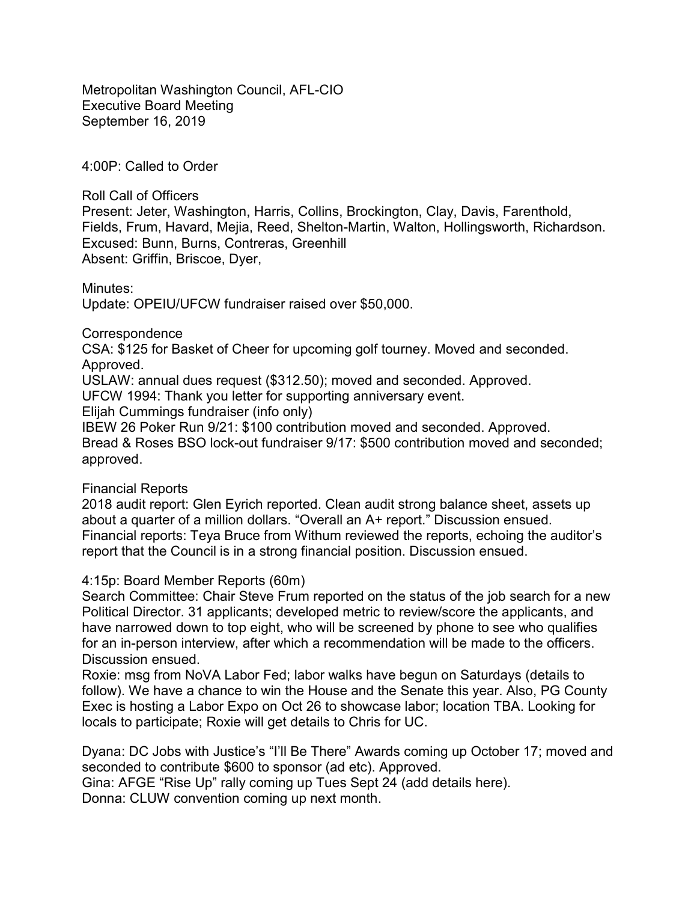Metropolitan Washington Council, AFL-CIO
Executive Board Meeting
September 16, 2019

4:00P: Called to Order

Roll Call of Officers
Present: Jeter, Washington, Harris, Collins, Brockington, Clay, Davis, Farenthold, Fields, Frum, Havard, Mejia, Reed, Shelton-Martin, Walton, Hollingsworth, Richardson.
Excused: Bunn, Burns, Contreras, Greenhill
Absent: Griffin, Briscoe, Dyer,

Minutes:
Update: OPEIU/UFCW fundraiser raised over $50,000.

Correspondence
CSA: $125 for Basket of Cheer for upcoming golf tourney. Moved and seconded. Approved.
USLAW: annual dues request ($312.50); moved and seconded. Approved.
UFCW 1994: Thank you letter for supporting anniversary event.
Elijah Cummings fundraiser (info only)
IBEW 26 Poker Run 9/21: $100 contribution moved and seconded. Approved.
Bread & Roses BSO lock-out fundraiser 9/17: $500 contribution moved and seconded; approved.

Financial Reports
2018 audit report: Glen Eyrich reported. Clean audit strong balance sheet, assets up about a quarter of a million dollars. "Overall an A+ report." Discussion ensued.
Financial reports: Teya Bruce from Withum reviewed the reports, echoing the auditor's report that the Council is in a strong financial position. Discussion ensued.

4:15p: Board Member Reports (60m)
Search Committee: Chair Steve Frum reported on the status of the job search for a new Political Director. 31 applicants; developed metric to review/score the applicants, and have narrowed down to top eight, who will be screened by phone to see who qualifies for an in-person interview, after which a recommendation will be made to the officers. Discussion ensued.
Roxie: msg from NoVA Labor Fed; labor walks have begun on Saturdays (details to follow). We have a chance to win the House and the Senate this year. Also, PG County Exec is hosting a Labor Expo on Oct 26 to showcase labor; location TBA. Looking for locals to participate; Roxie will get details to Chris for UC.

Dyana: DC Jobs with Justice's "I'll Be There" Awards coming up October 17; moved and seconded to contribute $600 to sponsor (ad etc). Approved.
Gina: AFGE "Rise Up" rally coming up Tues Sept 24 (add details here).
Donna: CLUW convention coming up next month.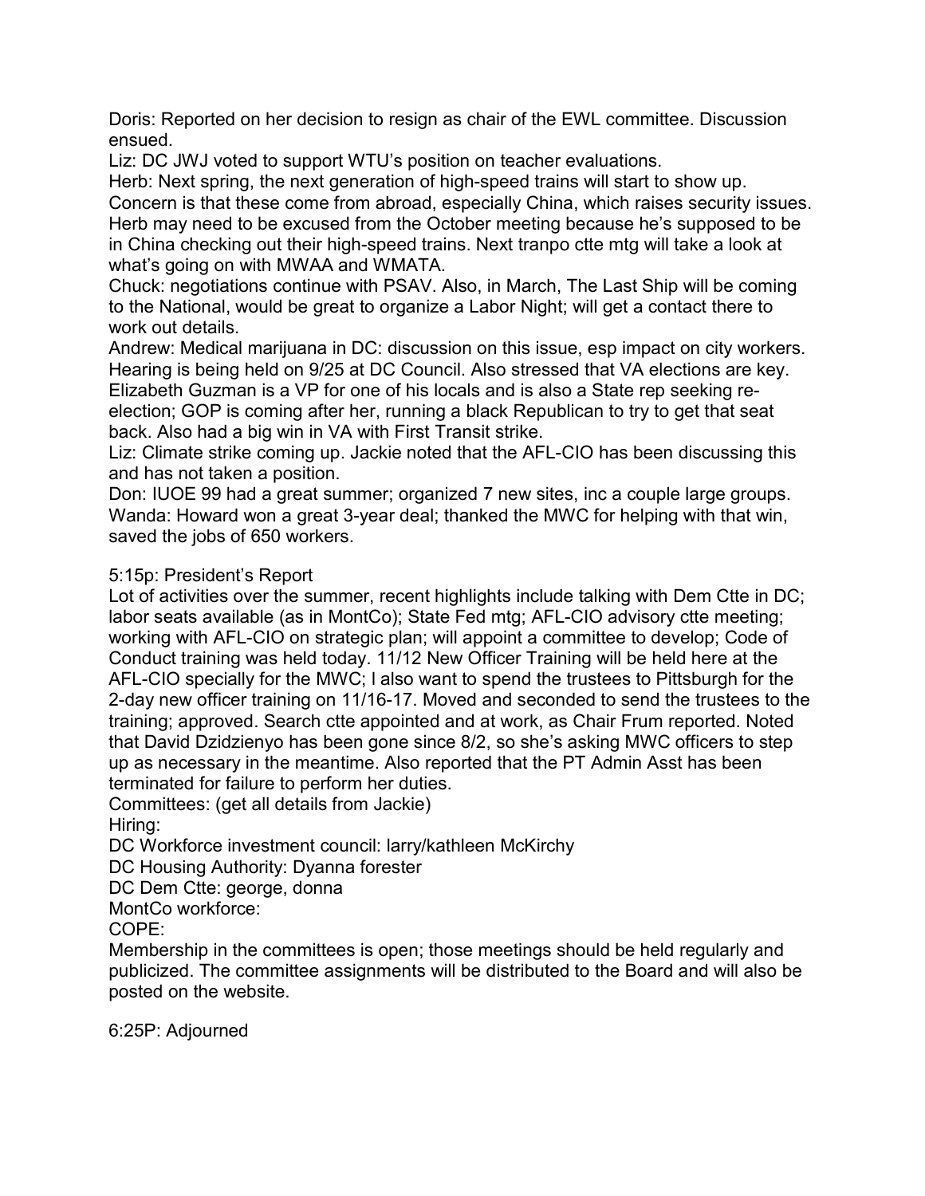Doris: Reported on her decision to resign as chair of the EWL committee. Discussion ensued.

Liz: DC JWJ voted to support WTU's position on teacher evaluations.

Herb: Next spring, the next generation of high-speed trains will start to show up. Concern is that these come from abroad, especially China, which raises security issues. Herb may need to be excused from the October meeting because he's supposed to be in China checking out their high-speed trains. Next tranpo ctte mtg will take a look at what's going on with MWAA and WMATA.

Chuck: negotiations continue with PSAV. Also, in March, The Last Ship will be coming to the National, would be great to organize a Labor Night; will get a contact there to work out details.

Andrew: Medical marijuana in DC: discussion on this issue, esp impact on city workers. Hearing is being held on 9/25 at DC Council. Also stressed that VA elections are key. Elizabeth Guzman is a VP for one of his locals and is also a State rep seeking re-election; GOP is coming after her, running a black Republican to try to get that seat back. Also had a big win in VA with First Transit strike.

Liz: Climate strike coming up. Jackie noted that the AFL-CIO has been discussing this and has not taken a position.

Don: IUOE 99 had a great summer; organized 7 new sites, inc a couple large groups.

Wanda: Howard won a great 3-year deal; thanked the MWC for helping with that win, saved the jobs of 650 workers.

5:15p: President's Report

Lot of activities over the summer, recent highlights include talking with Dem Ctte in DC; labor seats available (as in MontCo); State Fed mtg; AFL-CIO advisory ctte meeting; working with AFL-CIO on strategic plan; will appoint a committee to develop; Code of Conduct training was held today. 11/12 New Officer Training will be held here at the AFL-CIO specially for the MWC; I also want to spend the trustees to Pittsburgh for the 2-day new officer training on 11/16-17. Moved and seconded to send the trustees to the training; approved. Search ctte appointed and at work, as Chair Frum reported. Noted that David Dzidzienyo has been gone since 8/2, so she's asking MWC officers to step up as necessary in the meantime. Also reported that the PT Admin Asst has been terminated for failure to perform her duties.

Committees: (get all details from Jackie)

Hiring:

DC Workforce investment council: larry/kathleen McKirchy

DC Housing Authority: Dyanna forester

DC Dem Ctte: george, donna

MontCo workforce:

COPE:

Membership in the committees is open; those meetings should be held regularly and publicized. The committee assignments will be distributed to the Board and will also be posted on the website.

6:25P: Adjourned